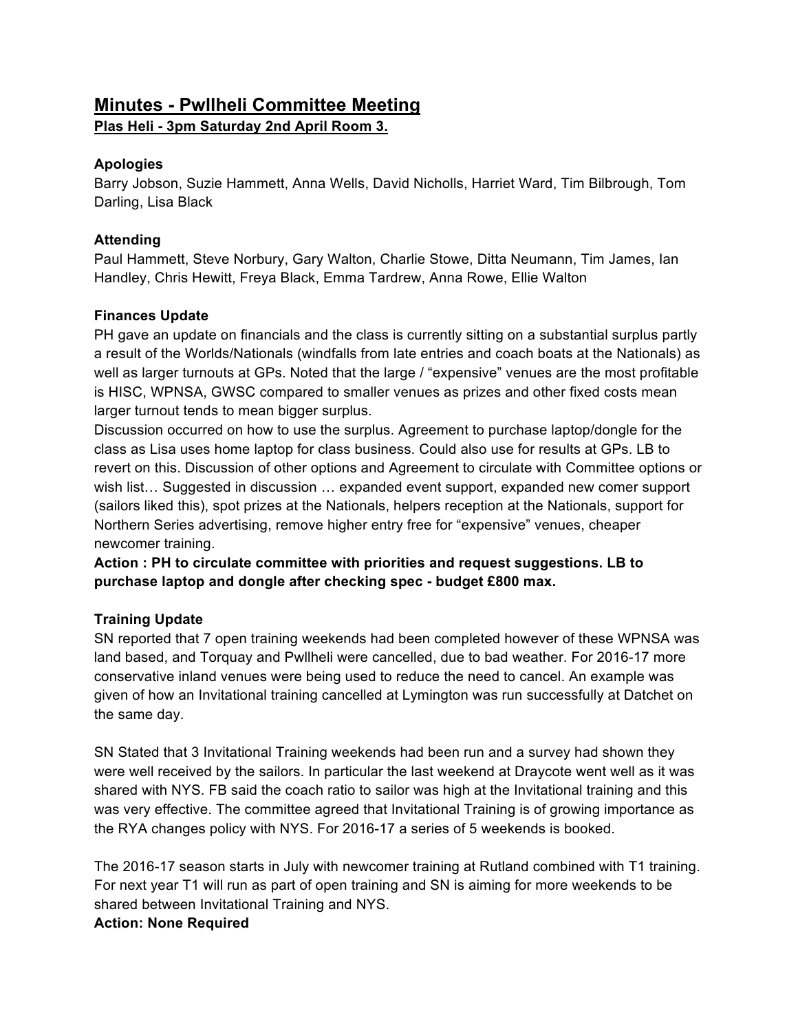# Minutes - Pwllheli Committee Meeting

**Plas Heli - 3pm Saturday 2nd April Room 3.**

### Apologies

Barry Jobson, Suzie Hammett, Anna Wells, David Nicholls, Harriet Ward, Tim Bilbrough, Tom Darling, Lisa Black

### Attending

Paul Hammett, Steve Norbury, Gary Walton, Charlie Stowe, Ditta Neumann, Tim James, Ian Handley, Chris Hewitt, Freya Black, Emma Tardrew, Anna Rowe, Ellie Walton

### Finances Update

PH gave an update on financials and the class is currently sitting on a substantial surplus partly a result of the Worlds/Nationals (windfalls from late entries and coach boats at the Nationals) as well as larger turnouts at GPs. Noted that the large / "expensive" venues are the most profitable is HISC, WPNSA, GWSC compared to smaller venues as prizes and other fixed costs mean larger turnout tends to mean bigger surplus.

Discussion occurred on how to use the surplus. Agreement to purchase laptop/dongle for the class as Lisa uses home laptop for class business. Could also use for results at GPs. LB to revert on this. Discussion of other options and Agreement to circulate with Committee options or wish list… Suggested in discussion … expanded event support, expanded new comer support (sailors liked this), spot prizes at the Nationals, helpers reception at the Nationals, support for Northern Series advertising, remove higher entry free for "expensive" venues, cheaper newcomer training.

**Action : PH to circulate committee with priorities and request suggestions. LB to purchase laptop and dongle after checking spec - budget £800 max.**

### Training Update

SN reported that 7 open training weekends had been completed however of these WPNSA was land based, and Torquay and Pwllheli were cancelled, due to bad weather. For 2016-17 more conservative inland venues were being used to reduce the need to cancel. An example was given of how an Invitational training cancelled at Lymington was run successfully at Datchet on the same day.

SN Stated that 3 Invitational Training weekends had been run and a survey had shown they were well received by the sailors. In particular the last weekend at Draycote went well as it was shared with NYS. FB said the coach ratio to sailor was high at the Invitational training and this was very effective. The committee agreed that Invitational Training is of growing importance as the RYA changes policy with NYS. For 2016-17 a series of 5 weekends is booked.

The 2016-17 season starts in July with newcomer training at Rutland combined with T1 training. For next year T1 will run as part of open training and SN is aiming for more weekends to be shared between Invitational Training and NYS.

**Action: None Required**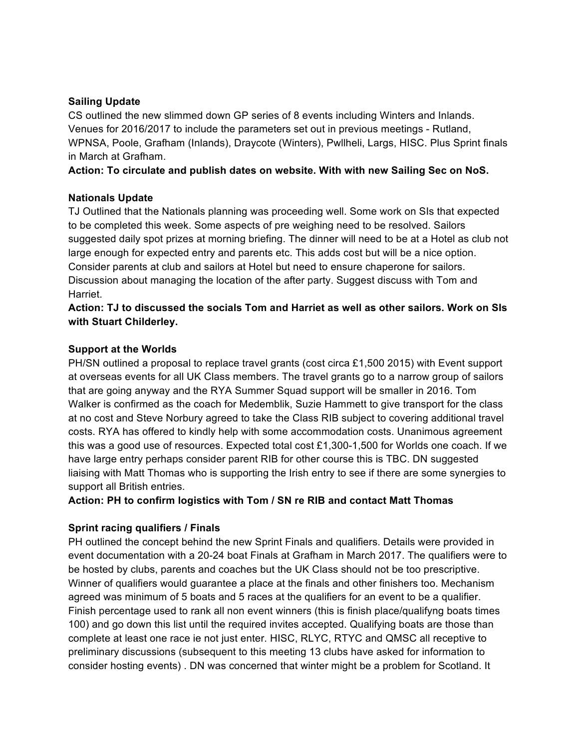**Sailing Update**

CS outlined the new slimmed down GP series of 8 events including Winters and Inlands. Venues for 2016/2017 to include the parameters set out in previous meetings - Rutland, WPNSA, Poole, Grafham (Inlands), Draycote (Winters), Pwllheli, Largs, HISC. Plus Sprint finals in March at Grafham.

**Action: To circulate and publish dates on website. With with new Sailing Sec on NoS.**

**Nationals Update**

TJ Outlined that the Nationals planning was proceeding well. Some work on SIs that expected to be completed this week. Some aspects of pre weighing need to be resolved. Sailors suggested daily spot prizes at morning briefing. The dinner will need to be at a Hotel as club not large enough for expected entry and parents etc. This adds cost but will be a nice option. Consider parents at club and sailors at Hotel but need to ensure chaperone for sailors. Discussion about managing the location of the after party. Suggest discuss with Tom and Harriet.

**Action: TJ to discussed the socials Tom and Harriet as well as other sailors. Work on SIs with Stuart Childerley.**

**Support at the Worlds**

PH/SN outlined a proposal to replace travel grants (cost circa £1,500 2015) with Event support at overseas events for all UK Class members. The travel grants go to a narrow group of sailors that are going anyway and the RYA Summer Squad support will be smaller in 2016. Tom Walker is confirmed as the coach for Medemblik, Suzie Hammett to give transport for the class at no cost and Steve Norbury agreed to take the Class RIB subject to covering additional travel costs. RYA has offered to kindly help with some accommodation costs. Unanimous agreement this was a good use of resources. Expected total cost £1,300-1,500 for Worlds one coach. If we have large entry perhaps consider parent RIB for other course this is TBC. DN suggested liaising with Matt Thomas who is supporting the Irish entry to see if there are some synergies to support all British entries.

**Action: PH to confirm logistics with Tom / SN re RIB and contact Matt Thomas**

**Sprint racing qualifiers / Finals**

PH outlined the concept behind the new Sprint Finals and qualifiers. Details were provided in event documentation with a 20-24 boat Finals at Grafham in March 2017. The qualifiers were to be hosted by clubs, parents and coaches but the UK Class should not be too prescriptive. Winner of qualifiers would guarantee a place at the finals and other finishers too. Mechanism agreed was minimum of 5 boats and 5 races at the qualifiers for an event to be a qualifier. Finish percentage used to rank all non event winners (this is finish place/qualifyng boats times 100) and go down this list until the required invites accepted. Qualifying boats are those than complete at least one race ie not just enter. HISC, RLYC, RTYC and QMSC all receptive to preliminary discussions (subsequent to this meeting 13 clubs have asked for information to consider hosting events) . DN was concerned that winter might be a problem for Scotland. It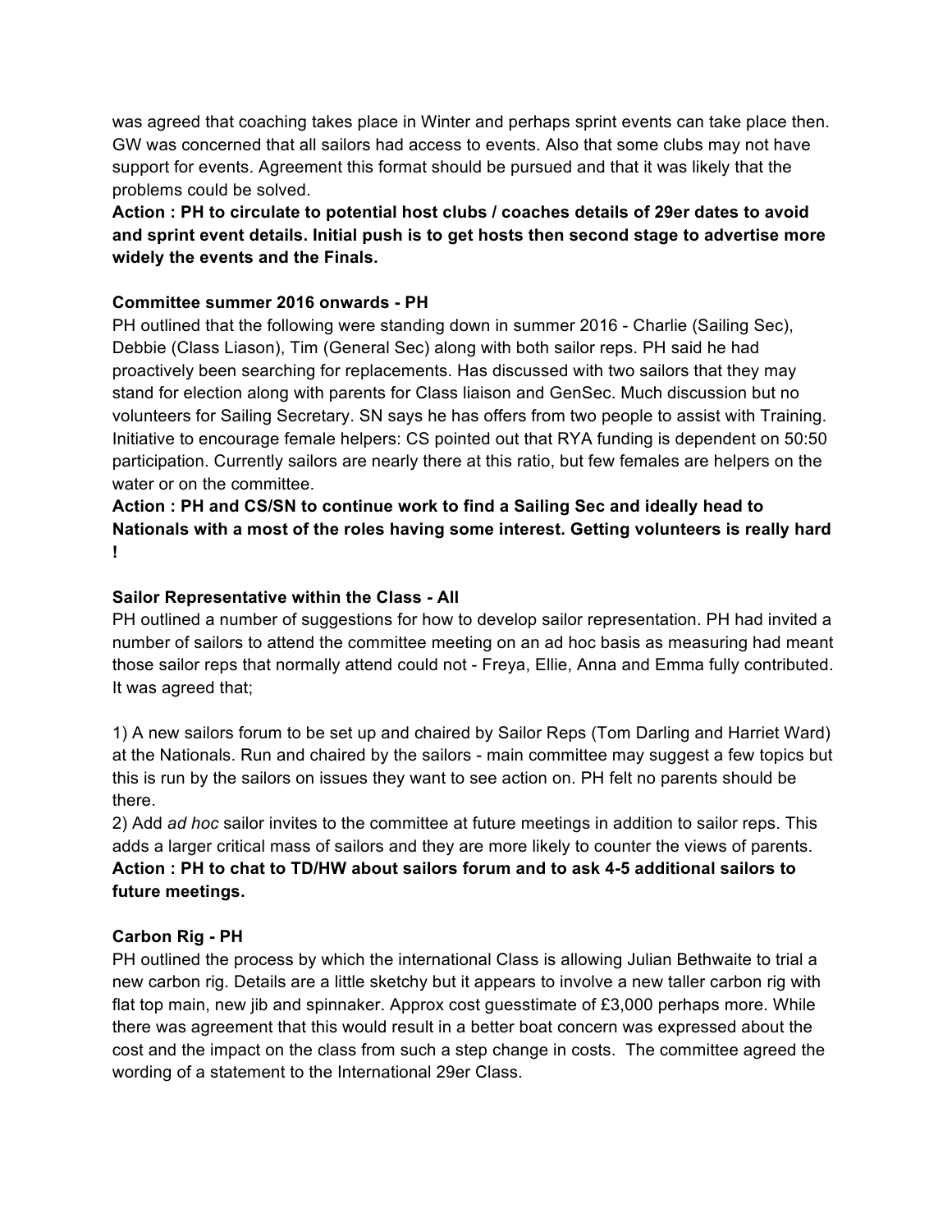was agreed that coaching takes place in Winter and perhaps sprint events can take place then. GW was concerned that all sailors had access to events. Also that some clubs may not have support for events. Agreement this format should be pursued and that it was likely that the problems could be solved.

**Action : PH to circulate to potential host clubs / coaches details of 29er dates to avoid and sprint event details. Initial push is to get hosts then second stage to advertise more widely the events and the Finals.**

**Committee summer 2016 onwards - PH**

PH outlined that the following were standing down in summer 2016 - Charlie (Sailing Sec), Debbie (Class Liason), Tim (General Sec) along with both sailor reps. PH said he had proactively been searching for replacements. Has discussed with two sailors that they may stand for election along with parents for Class liaison and GenSec. Much discussion but no volunteers for Sailing Secretary. SN says he has offers from two people to assist with Training. Initiative to encourage female helpers: CS pointed out that RYA funding is dependent on 50:50 participation. Currently sailors are nearly there at this ratio, but few females are helpers on the water or on the committee.

**Action : PH and CS/SN to continue work to find a Sailing Sec and ideally head to Nationals with a most of the roles having some interest. Getting volunteers is really hard !**

**Sailor Representative within the Class - All**

PH outlined a number of suggestions for how to develop sailor representation. PH had invited a number of sailors to attend the committee meeting on an ad hoc basis as measuring had meant those sailor reps that normally attend could not - Freya, Ellie, Anna and Emma fully contributed. It was agreed that;

1) A new sailors forum to be set up and chaired by Sailor Reps (Tom Darling and Harriet Ward) at the Nationals. Run and chaired by the sailors - main committee may suggest a few topics but this is run by the sailors on issues they want to see action on. PH felt no parents should be there.

2) Add *ad hoc* sailor invites to the committee at future meetings in addition to sailor reps. This adds a larger critical mass of sailors and they are more likely to counter the views of parents.

**Action : PH to chat to TD/HW about sailors forum and to ask 4-5 additional sailors to future meetings.**

**Carbon Rig - PH**

PH outlined the process by which the international Class is allowing Julian Bethwaite to trial a new carbon rig. Details are a little sketchy but it appears to involve a new taller carbon rig with flat top main, new jib and spinnaker. Approx cost guesstimate of £3,000 perhaps more. While there was agreement that this would result in a better boat concern was expressed about the cost and the impact on the class from such a step change in costs. The committee agreed the wording of a statement to the International 29er Class.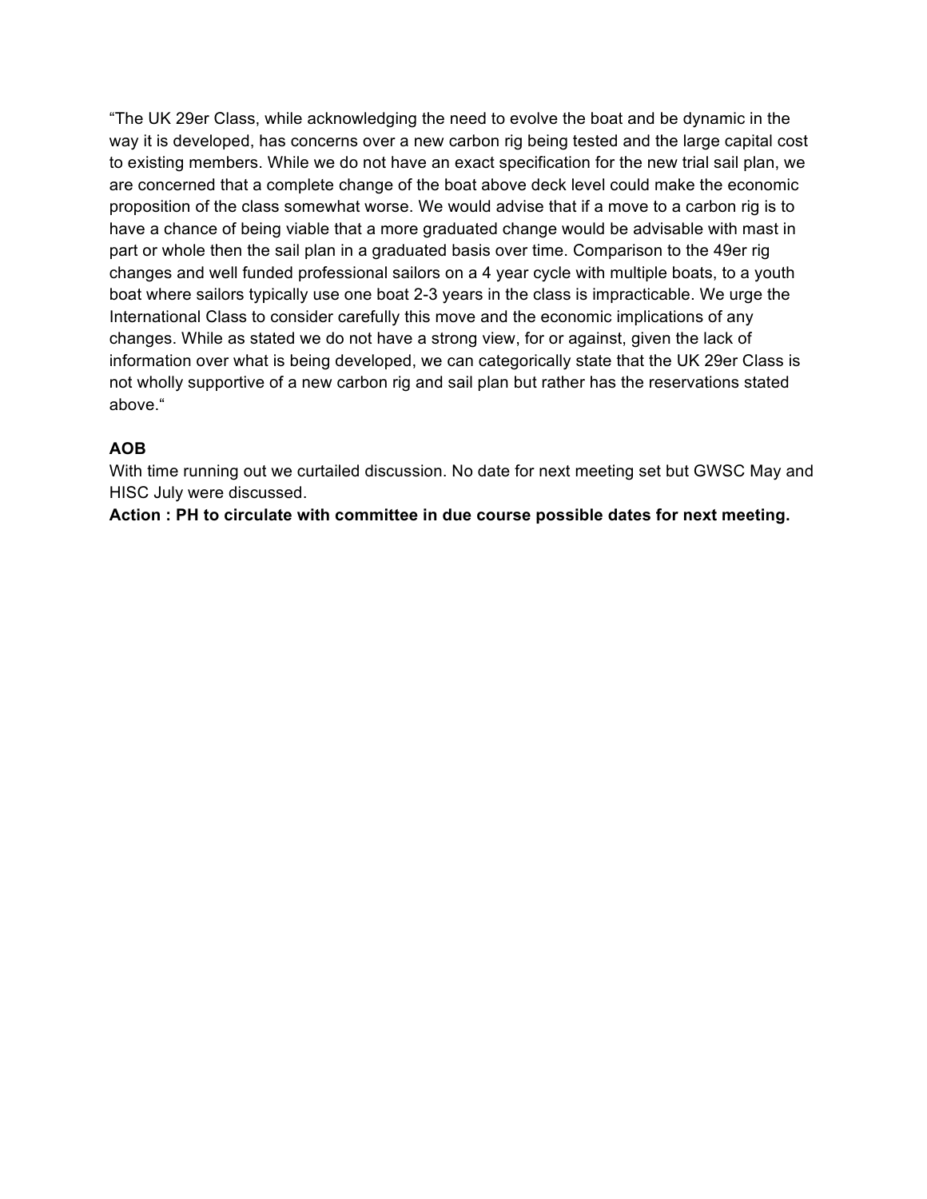"The UK 29er Class, while acknowledging the need to evolve the boat and be dynamic in the way it is developed, has concerns over a new carbon rig being tested and the large capital cost to existing members. While we do not have an exact specification for the new trial sail plan, we are concerned that a complete change of the boat above deck level could make the economic proposition of the class somewhat worse. We would advise that if a move to a carbon rig is to have a chance of being viable that a more graduated change would be advisable with mast in part or whole then the sail plan in a graduated basis over time. Comparison to the 49er rig changes and well funded professional sailors on a 4 year cycle with multiple boats, to a youth boat where sailors typically use one boat 2-3 years in the class is impracticable. We urge the International Class to consider carefully this move and the economic implications of any changes. While as stated we do not have a strong view, for or against, given the lack of information over what is being developed, we can categorically state that the UK 29er Class is not wholly supportive of a new carbon rig and sail plan but rather has the reservations stated above."

**AOB**

With time running out we curtailed discussion. No date for next meeting set but GWSC May and HISC July were discussed.

**Action : PH to circulate with committee in due course possible dates for next meeting.**